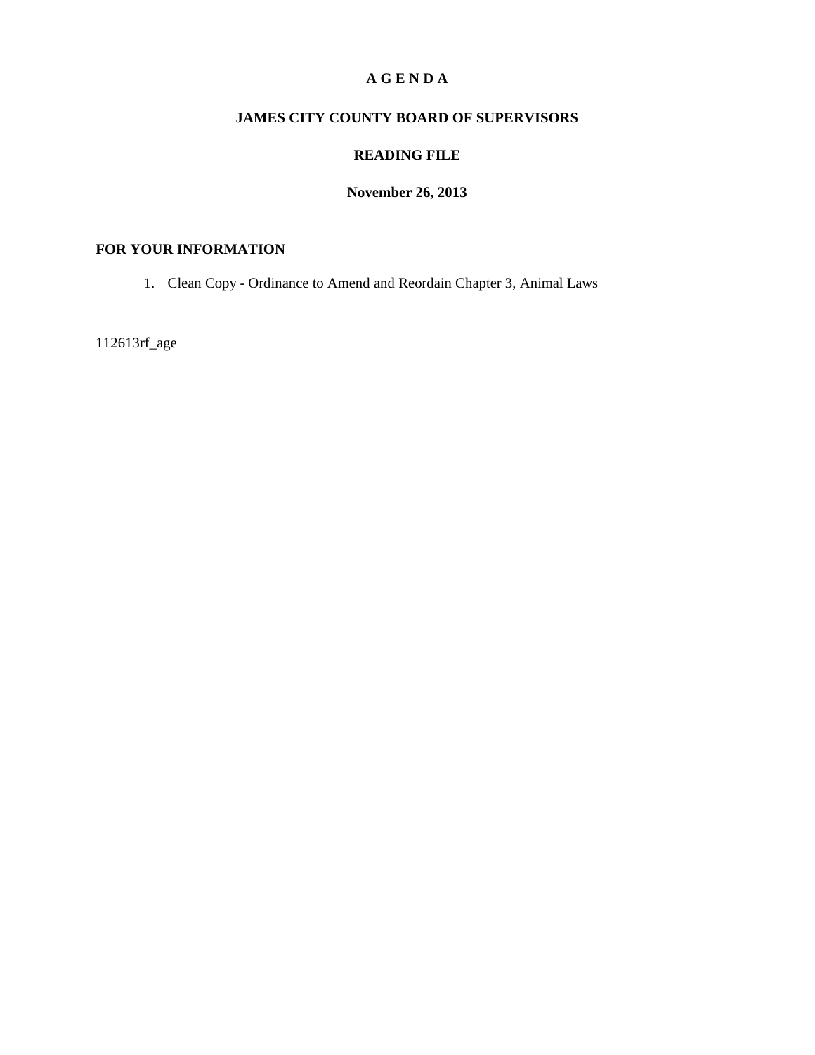**A G E N D A**

**JAMES CITY COUNTY BOARD OF SUPERVISORS**

**READING FILE**

**November 26, 2013**

---

**FOR YOUR INFORMATION**

1. Clean Copy - Ordinance to Amend and Reordain Chapter 3, Animal Laws

112613rf_age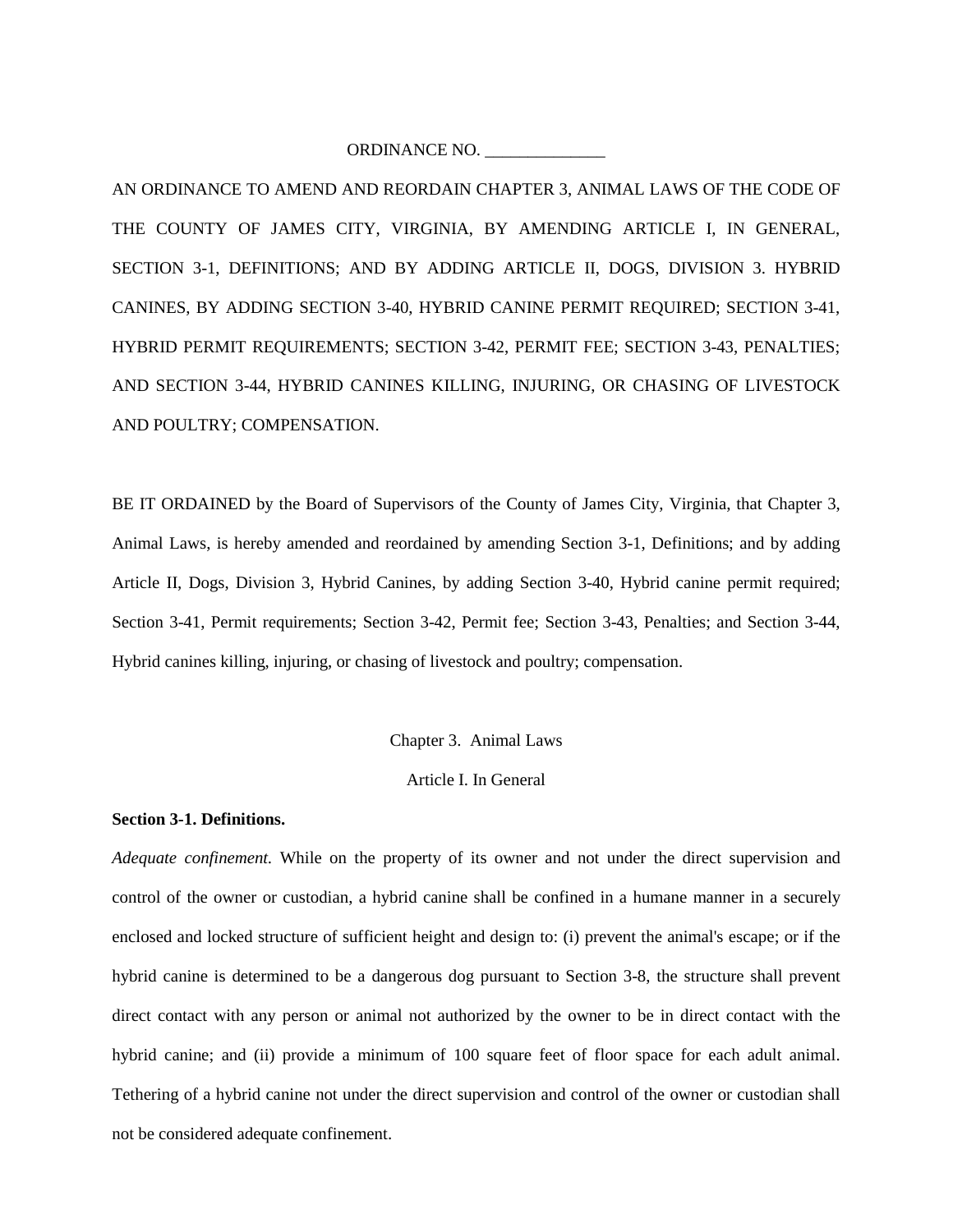ORDINANCE NO. ______________

AN ORDINANCE TO AMEND AND REORDAIN CHAPTER 3, ANIMAL LAWS OF THE CODE OF THE COUNTY OF JAMES CITY, VIRGINIA, BY AMENDING ARTICLE I, IN GENERAL, SECTION 3-1, DEFINITIONS; AND BY ADDING ARTICLE II, DOGS, DIVISION 3. HYBRID CANINES, BY ADDING SECTION 3-40, HYBRID CANINE PERMIT REQUIRED; SECTION 3-41, HYBRID PERMIT REQUIREMENTS; SECTION 3-42, PERMIT FEE; SECTION 3-43, PENALTIES; AND SECTION 3-44, HYBRID CANINES KILLING, INJURING, OR CHASING OF LIVESTOCK AND POULTRY; COMPENSATION.

BE IT ORDAINED by the Board of Supervisors of the County of James City, Virginia, that Chapter 3, Animal Laws, is hereby amended and reordained by amending Section 3-1, Definitions; and by adding Article II, Dogs, Division 3, Hybrid Canines, by adding Section 3-40, Hybrid canine permit required; Section 3-41, Permit requirements; Section 3-42, Permit fee; Section 3-43, Penalties; and Section 3-44, Hybrid canines killing, injuring, or chasing of livestock and poultry; compensation.

Chapter 3. Animal Laws

Article I. In General

**Section 3-1. Definitions.**

*Adequate confinement.* While on the property of its owner and not under the direct supervision and control of the owner or custodian, a hybrid canine shall be confined in a humane manner in a securely enclosed and locked structure of sufficient height and design to: (i) prevent the animal's escape; or if the hybrid canine is determined to be a dangerous dog pursuant to Section 3-8, the structure shall prevent direct contact with any person or animal not authorized by the owner to be in direct contact with the hybrid canine; and (ii) provide a minimum of 100 square feet of floor space for each adult animal. Tethering of a hybrid canine not under the direct supervision and control of the owner or custodian shall not be considered adequate confinement.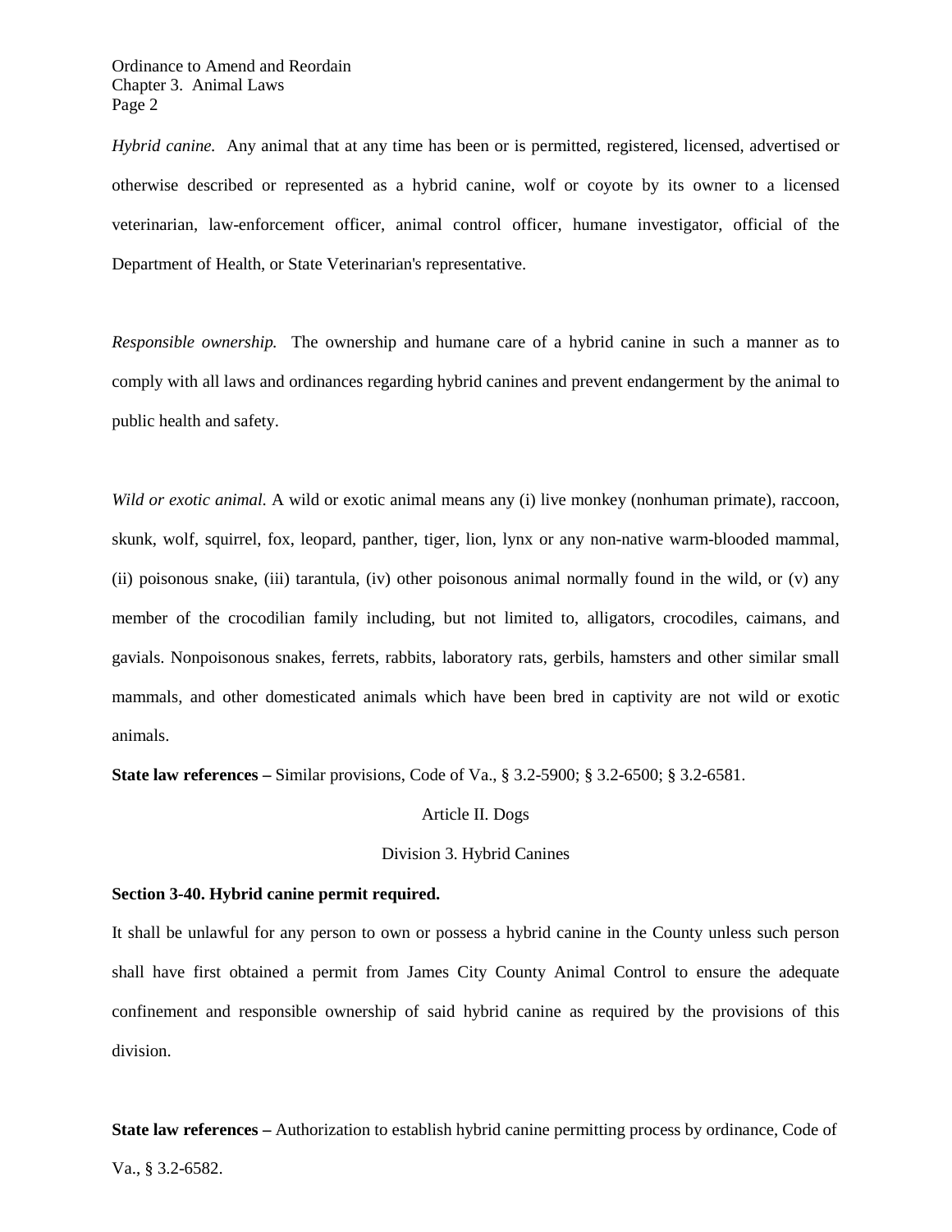*Hybrid canine.* Any animal that at any time has been or is permitted, registered, licensed, advertised or otherwise described or represented as a hybrid canine, wolf or coyote by its owner to a licensed veterinarian, law-enforcement officer, animal control officer, humane investigator, official of the Department of Health, or State Veterinarian's representative.

*Responsible ownership.* The ownership and humane care of a hybrid canine in such a manner as to comply with all laws and ordinances regarding hybrid canines and prevent endangerment by the animal to public health and safety.

*Wild or exotic animal.* A wild or exotic animal means any (i) live monkey (nonhuman primate), raccoon, skunk, wolf, squirrel, fox, leopard, panther, tiger, lion, lynx or any non-native warm-blooded mammal, (ii) poisonous snake, (iii) tarantula, (iv) other poisonous animal normally found in the wild, or (v) any member of the crocodilian family including, but not limited to, alligators, crocodiles, caimans, and gavials. Nonpoisonous snakes, ferrets, rabbits, laboratory rats, gerbils, hamsters and other similar small mammals, and other domesticated animals which have been bred in captivity are not wild or exotic animals.

**State law references –** Similar provisions, Code of Va., § 3.2-5900; § 3.2-6500; § 3.2-6581.

Article II. Dogs

Division 3. Hybrid Canines

**Section 3-40. Hybrid canine permit required.**

It shall be unlawful for any person to own or possess a hybrid canine in the County unless such person shall have first obtained a permit from James City County Animal Control to ensure the adequate confinement and responsible ownership of said hybrid canine as required by the provisions of this division.

**State law references –** Authorization to establish hybrid canine permitting process by ordinance, Code of Va., § 3.2-6582.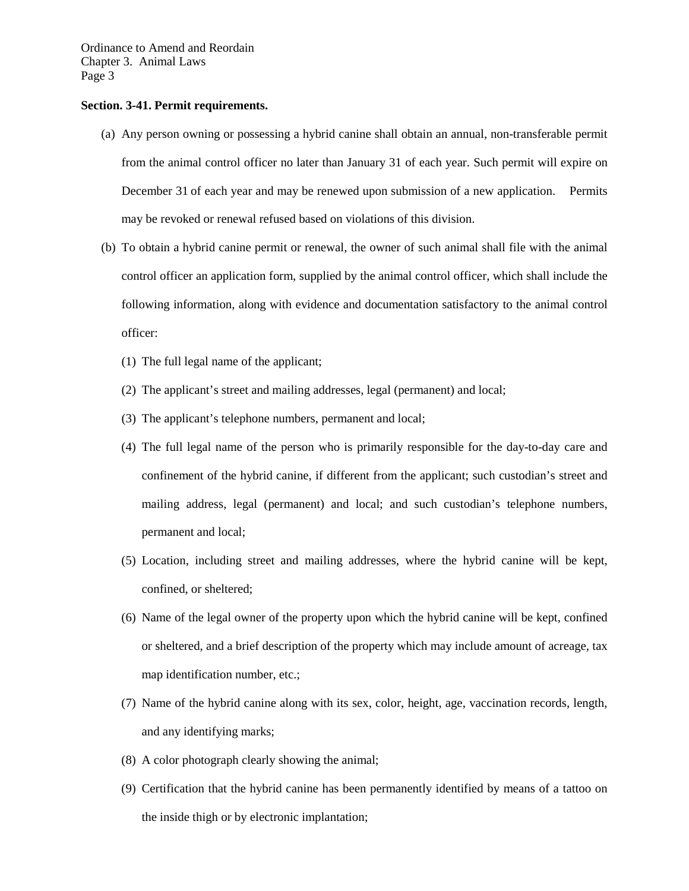**Section. 3-41. Permit requirements.**

(a) Any person owning or possessing a hybrid canine shall obtain an annual, non-transferable permit from the animal control officer no later than January 31 of each year. Such permit will expire on December 31 of each year and may be renewed upon submission of a new application. Permits may be revoked or renewal refused based on violations of this division.

(b) To obtain a hybrid canine permit or renewal, the owner of such animal shall file with the animal control officer an application form, supplied by the animal control officer, which shall include the following information, along with evidence and documentation satisfactory to the animal control officer:

   (1) The full legal name of the applicant;

   (2) The applicant's street and mailing addresses, legal (permanent) and local;

   (3) The applicant's telephone numbers, permanent and local;

   (4) The full legal name of the person who is primarily responsible for the day-to-day care and confinement of the hybrid canine, if different from the applicant; such custodian's street and mailing address, legal (permanent) and local; and such custodian's telephone numbers, permanent and local;

   (5) Location, including street and mailing addresses, where the hybrid canine will be kept, confined, or sheltered;

   (6) Name of the legal owner of the property upon which the hybrid canine will be kept, confined or sheltered, and a brief description of the property which may include amount of acreage, tax map identification number, etc.;

   (7) Name of the hybrid canine along with its sex, color, height, age, vaccination records, length, and any identifying marks;

   (8) A color photograph clearly showing the animal;

   (9) Certification that the hybrid canine has been permanently identified by means of a tattoo on the inside thigh or by electronic implantation;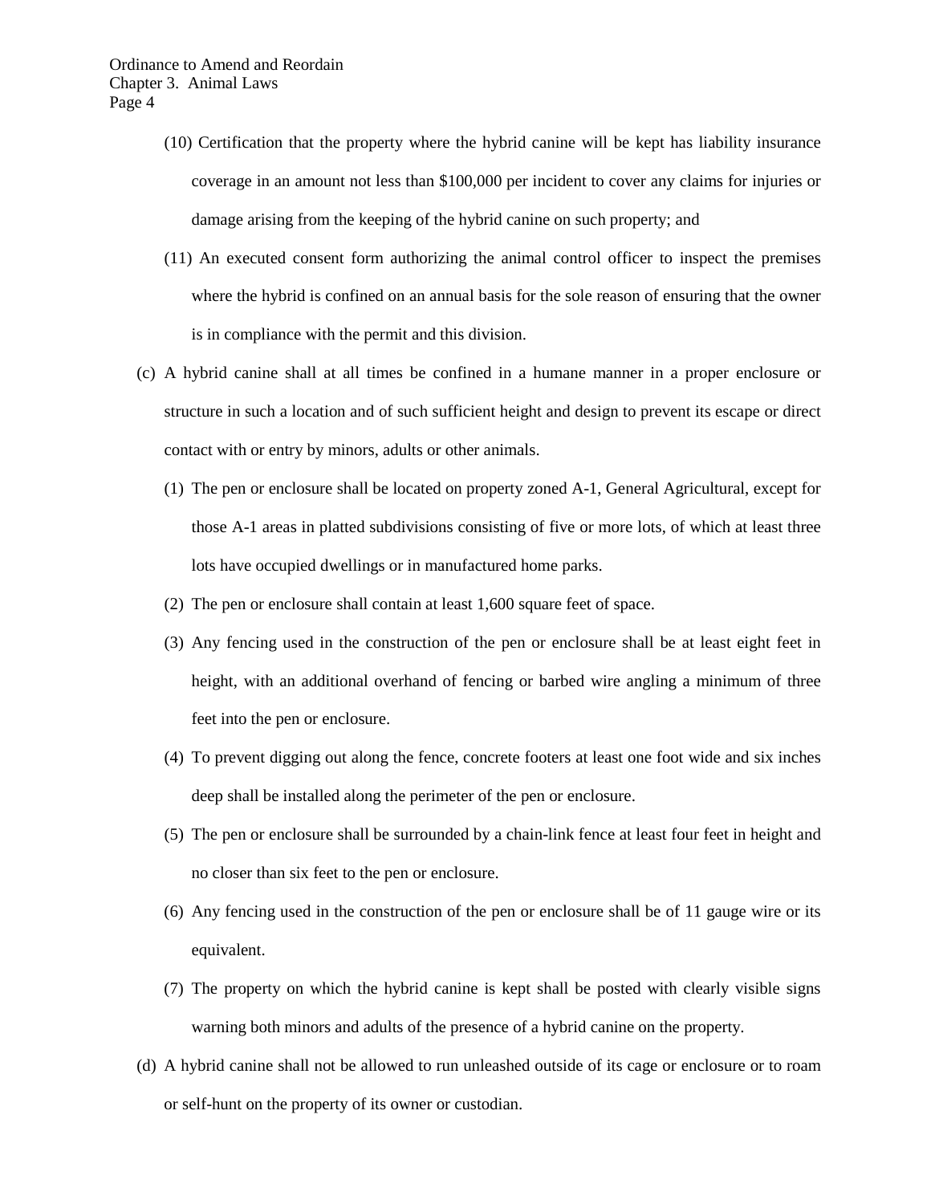(10) Certification that the property where the hybrid canine will be kept has liability insurance coverage in an amount not less than $100,000 per incident to cover any claims for injuries or damage arising from the keeping of the hybrid canine on such property; and

(11) An executed consent form authorizing the animal control officer to inspect the premises where the hybrid is confined on an annual basis for the sole reason of ensuring that the owner is in compliance with the permit and this division.

(c) A hybrid canine shall at all times be confined in a humane manner in a proper enclosure or structure in such a location and of such sufficient height and design to prevent its escape or direct contact with or entry by minors, adults or other animals.

(1) The pen or enclosure shall be located on property zoned A-1, General Agricultural, except for those A-1 areas in platted subdivisions consisting of five or more lots, of which at least three lots have occupied dwellings or in manufactured home parks.

(2) The pen or enclosure shall contain at least 1,600 square feet of space.

(3) Any fencing used in the construction of the pen or enclosure shall be at least eight feet in height, with an additional overhand of fencing or barbed wire angling a minimum of three feet into the pen or enclosure.

(4) To prevent digging out along the fence, concrete footers at least one foot wide and six inches deep shall be installed along the perimeter of the pen or enclosure.

(5) The pen or enclosure shall be surrounded by a chain-link fence at least four feet in height and no closer than six feet to the pen or enclosure.

(6) Any fencing used in the construction of the pen or enclosure shall be of 11 gauge wire or its equivalent.

(7) The property on which the hybrid canine is kept shall be posted with clearly visible signs warning both minors and adults of the presence of a hybrid canine on the property.

(d) A hybrid canine shall not be allowed to run unleashed outside of its cage or enclosure or to roam or self-hunt on the property of its owner or custodian.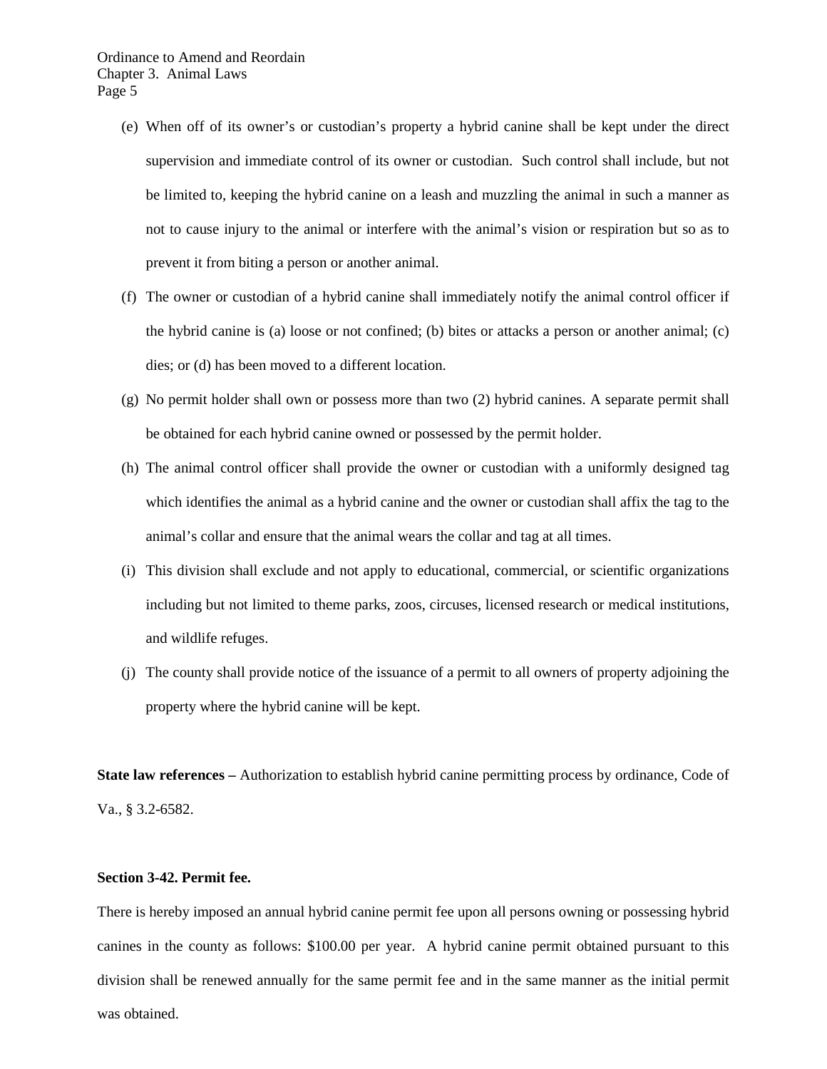(e) When off of its owner's or custodian's property a hybrid canine shall be kept under the direct supervision and immediate control of its owner or custodian. Such control shall include, but not be limited to, keeping the hybrid canine on a leash and muzzling the animal in such a manner as not to cause injury to the animal or interfere with the animal's vision or respiration but so as to prevent it from biting a person or another animal.

(f) The owner or custodian of a hybrid canine shall immediately notify the animal control officer if the hybrid canine is (a) loose or not confined; (b) bites or attacks a person or another animal; (c) dies; or (d) has been moved to a different location.

(g) No permit holder shall own or possess more than two (2) hybrid canines. A separate permit shall be obtained for each hybrid canine owned or possessed by the permit holder.

(h) The animal control officer shall provide the owner or custodian with a uniformly designed tag which identifies the animal as a hybrid canine and the owner or custodian shall affix the tag to the animal's collar and ensure that the animal wears the collar and tag at all times.

(i) This division shall exclude and not apply to educational, commercial, or scientific organizations including but not limited to theme parks, zoos, circuses, licensed research or medical institutions, and wildlife refuges.

(j) The county shall provide notice of the issuance of a permit to all owners of property adjoining the property where the hybrid canine will be kept.

**State law references –** Authorization to establish hybrid canine permitting process by ordinance, Code of Va., § 3.2-6582.

**Section 3-42. Permit fee.**

There is hereby imposed an annual hybrid canine permit fee upon all persons owning or possessing hybrid canines in the county as follows: $100.00 per year. A hybrid canine permit obtained pursuant to this division shall be renewed annually for the same permit fee and in the same manner as the initial permit was obtained.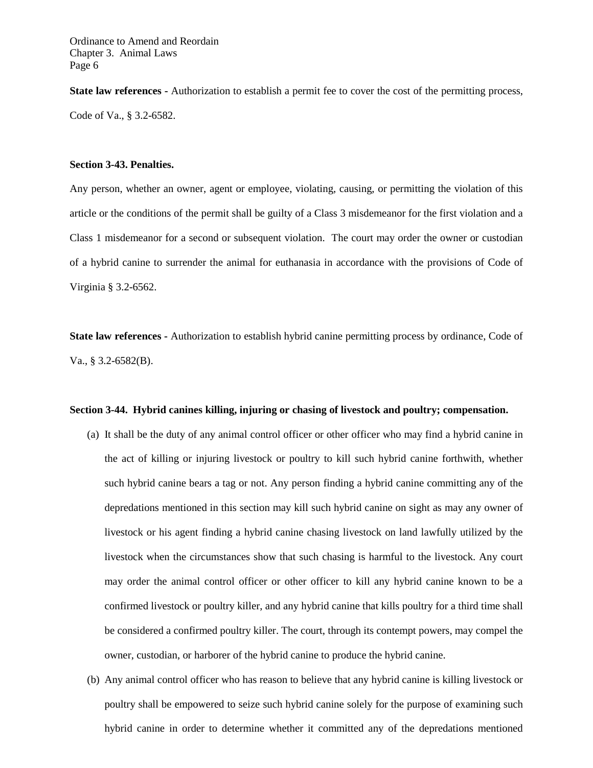**State law references -** Authorization to establish a permit fee to cover the cost of the permitting process, Code of Va., § 3.2-6582.

**Section 3-43. Penalties.**

Any person, whether an owner, agent or employee, violating, causing, or permitting the violation of this article or the conditions of the permit shall be guilty of a Class 3 misdemeanor for the first violation and a Class 1 misdemeanor for a second or subsequent violation. The court may order the owner or custodian of a hybrid canine to surrender the animal for euthanasia in accordance with the provisions of Code of Virginia § 3.2-6562.

**State law references -** Authorization to establish hybrid canine permitting process by ordinance, Code of Va., § 3.2-6582(B).

**Section 3-44. Hybrid canines killing, injuring or chasing of livestock and poultry; compensation.**

(a) It shall be the duty of any animal control officer or other officer who may find a hybrid canine in the act of killing or injuring livestock or poultry to kill such hybrid canine forthwith, whether such hybrid canine bears a tag or not. Any person finding a hybrid canine committing any of the depredations mentioned in this section may kill such hybrid canine on sight as may any owner of livestock or his agent finding a hybrid canine chasing livestock on land lawfully utilized by the livestock when the circumstances show that such chasing is harmful to the livestock. Any court may order the animal control officer or other officer to kill any hybrid canine known to be a confirmed livestock or poultry killer, and any hybrid canine that kills poultry for a third time shall be considered a confirmed poultry killer. The court, through its contempt powers, may compel the owner, custodian, or harborer of the hybrid canine to produce the hybrid canine.

(b) Any animal control officer who has reason to believe that any hybrid canine is killing livestock or poultry shall be empowered to seize such hybrid canine solely for the purpose of examining such hybrid canine in order to determine whether it committed any of the depredations mentioned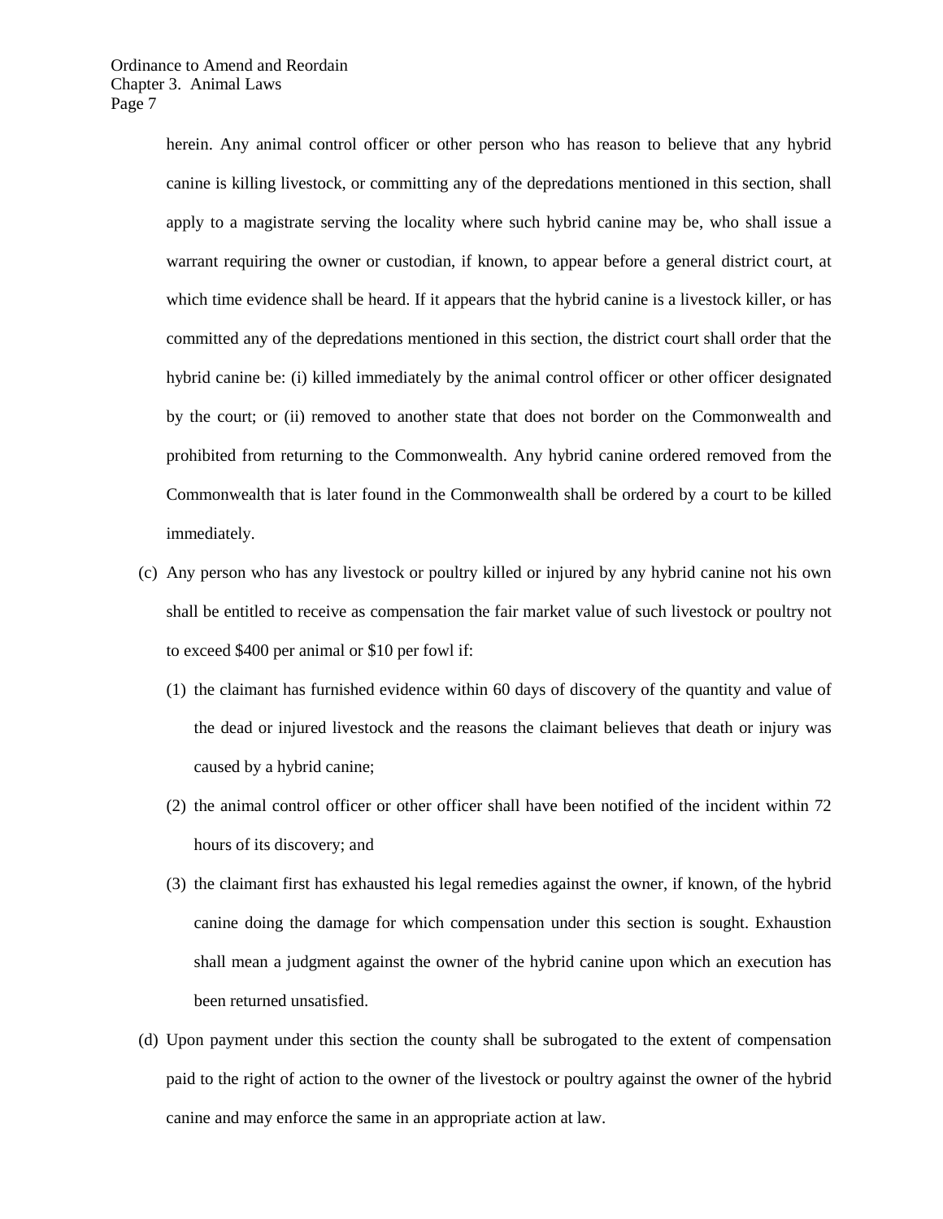herein. Any animal control officer or other person who has reason to believe that any hybrid canine is killing livestock, or committing any of the depredations mentioned in this section, shall apply to a magistrate serving the locality where such hybrid canine may be, who shall issue a warrant requiring the owner or custodian, if known, to appear before a general district court, at which time evidence shall be heard. If it appears that the hybrid canine is a livestock killer, or has committed any of the depredations mentioned in this section, the district court shall order that the hybrid canine be: (i) killed immediately by the animal control officer or other officer designated by the court; or (ii) removed to another state that does not border on the Commonwealth and prohibited from returning to the Commonwealth. Any hybrid canine ordered removed from the Commonwealth that is later found in the Commonwealth shall be ordered by a court to be killed immediately.

(c) Any person who has any livestock or poultry killed or injured by any hybrid canine not his own shall be entitled to receive as compensation the fair market value of such livestock or poultry not to exceed $400 per animal or $10 per fowl if:

(1) the claimant has furnished evidence within 60 days of discovery of the quantity and value of the dead or injured livestock and the reasons the claimant believes that death or injury was caused by a hybrid canine;

(2) the animal control officer or other officer shall have been notified of the incident within 72 hours of its discovery; and

(3) the claimant first has exhausted his legal remedies against the owner, if known, of the hybrid canine doing the damage for which compensation under this section is sought. Exhaustion shall mean a judgment against the owner of the hybrid canine upon which an execution has been returned unsatisfied.

(d) Upon payment under this section the county shall be subrogated to the extent of compensation paid to the right of action to the owner of the livestock or poultry against the owner of the hybrid canine and may enforce the same in an appropriate action at law.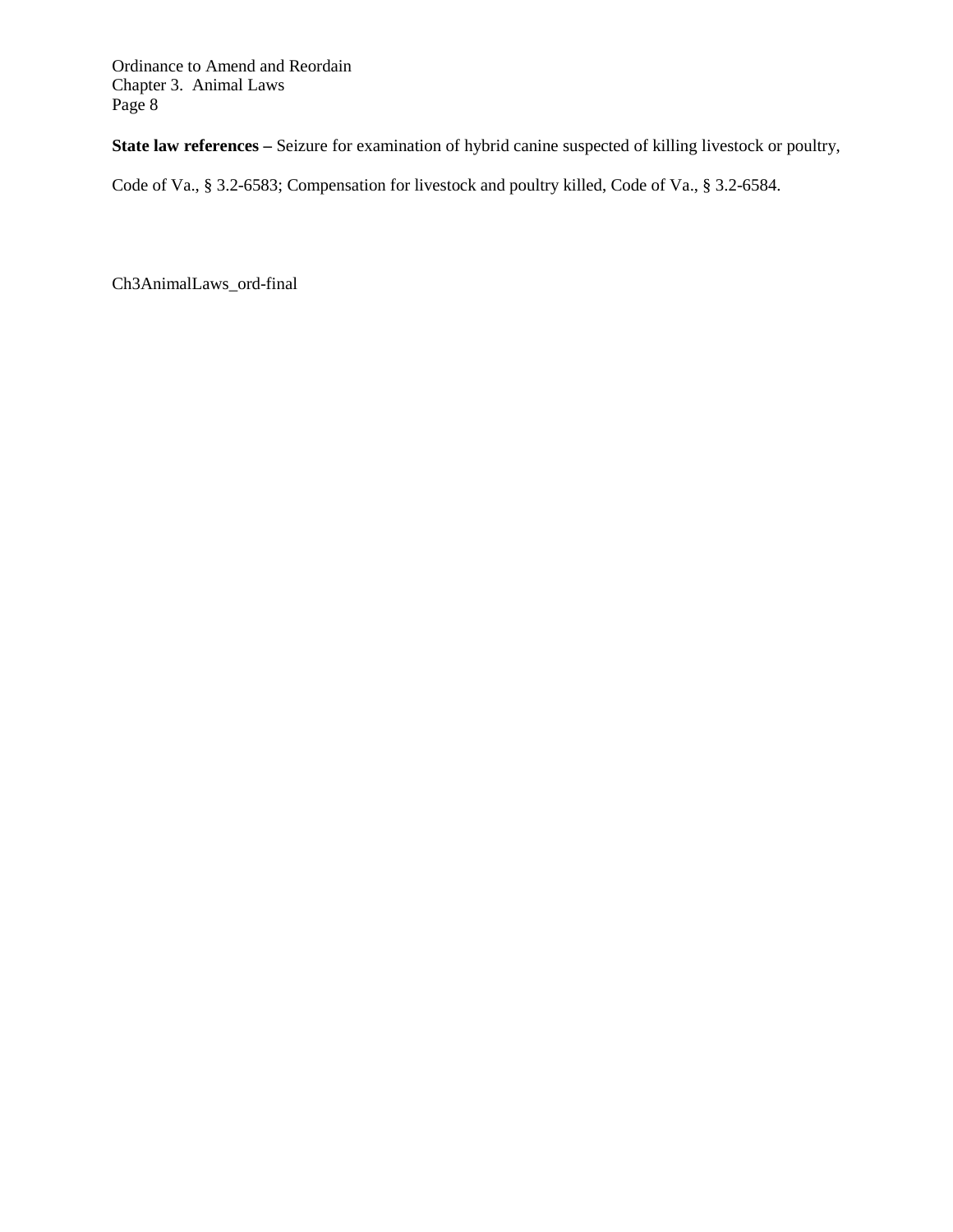**State law references –** Seizure for examination of hybrid canine suspected of killing livestock or poultry, Code of Va., § 3.2-6583; Compensation for livestock and poultry killed, Code of Va., § 3.2-6584.

Ch3AnimalLaws_ord-final